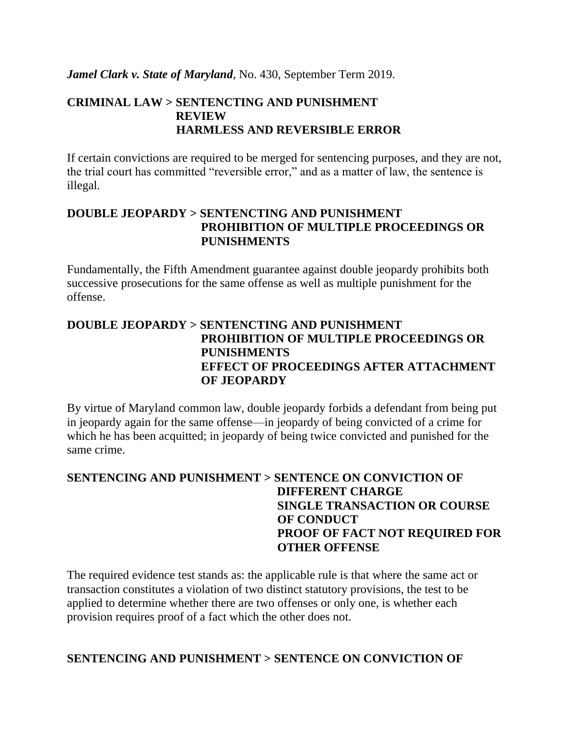***Jamel Clark v. State of Maryland***, No. 430, September Term 2019.

**CRIMINAL LAW > SENTENCTING AND PUNISHMENT
REVIEW
HARMLESS AND REVERSIBLE ERROR**

If certain convictions are required to be merged for sentencing purposes, and they are not, the trial court has committed "reversible error," and as a matter of law, the sentence is illegal.

**DOUBLE JEOPARDY > SENTENCTING AND PUNISHMENT
PROHIBITION OF MULTIPLE PROCEEDINGS OR PUNISHMENTS**

Fundamentally, the Fifth Amendment guarantee against double jeopardy prohibits both successive prosecutions for the same offense as well as multiple punishment for the offense.

**DOUBLE JEOPARDY > SENTENCTING AND PUNISHMENT
PROHIBITION OF MULTIPLE PROCEEDINGS OR PUNISHMENTS
EFFECT OF PROCEEDINGS AFTER ATTACHMENT OF JEOPARDY**

By virtue of Maryland common law, double jeopardy forbids a defendant from being put in jeopardy again for the same offense—in jeopardy of being convicted of a crime for which he has been acquitted; in jeopardy of being twice convicted and punished for the same crime.

**SENTENCING AND PUNISHMENT > SENTENCE ON CONVICTION OF DIFFERENT CHARGE
SINGLE TRANSACTION OR COURSE OF CONDUCT
PROOF OF FACT NOT REQUIRED FOR OTHER OFFENSE**

The required evidence test stands as: the applicable rule is that where the same act or transaction constitutes a violation of two distinct statutory provisions, the test to be applied to determine whether there are two offenses or only one, is whether each provision requires proof of a fact which the other does not.

**SENTENCING AND PUNISHMENT > SENTENCE ON CONVICTION OF**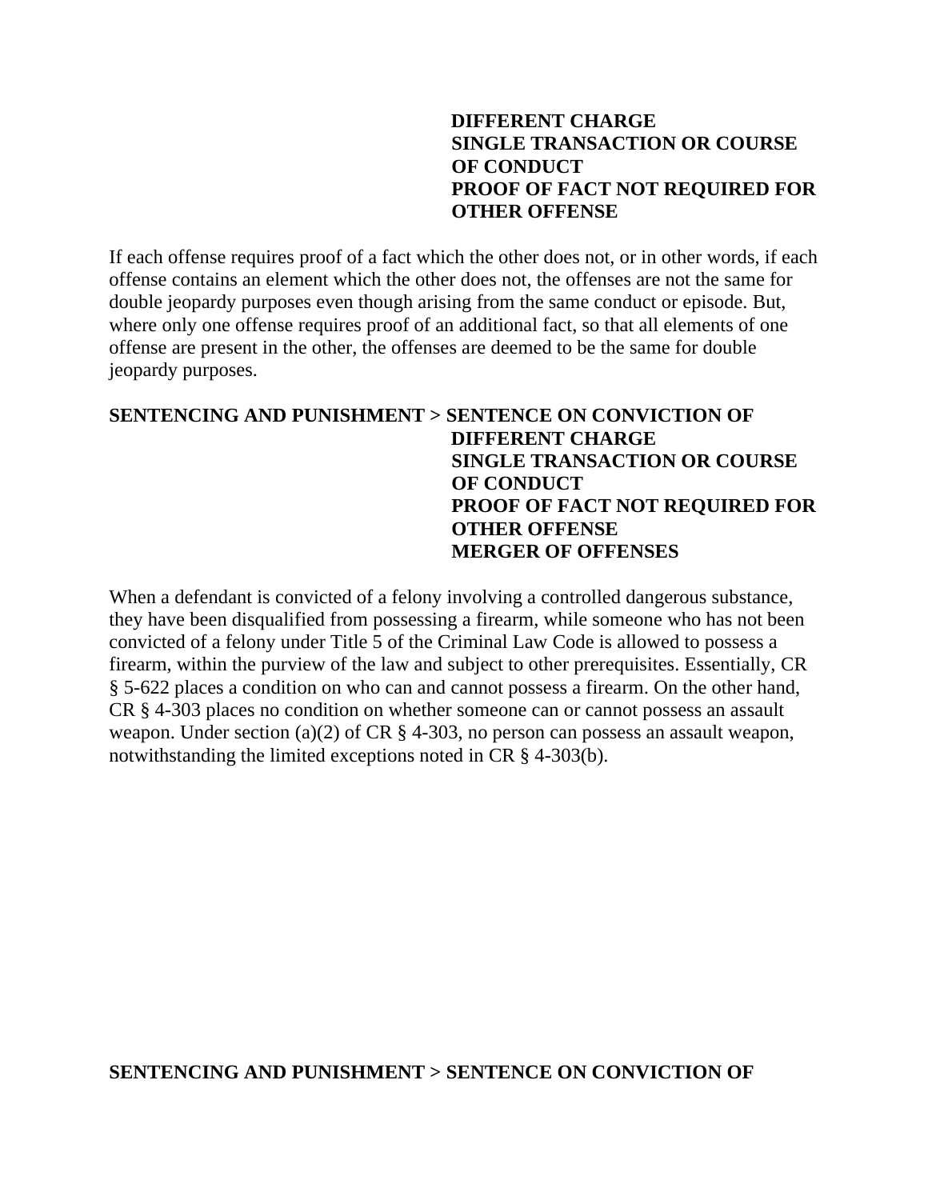**DIFFERENT CHARGE**
**SINGLE TRANSACTION OR COURSE OF CONDUCT**
**PROOF OF FACT NOT REQUIRED FOR OTHER OFFENSE**

If each offense requires proof of a fact which the other does not, or in other words, if each offense contains an element which the other does not, the offenses are not the same for double jeopardy purposes even though arising from the same conduct or episode. But, where only one offense requires proof of an additional fact, so that all elements of one offense are present in the other, the offenses are deemed to be the same for double jeopardy purposes.

**SENTENCING AND PUNISHMENT > SENTENCE ON CONVICTION OF**
**DIFFERENT CHARGE**
**SINGLE TRANSACTION OR COURSE OF CONDUCT**
**PROOF OF FACT NOT REQUIRED FOR OTHER OFFENSE**
**MERGER OF OFFENSES**

When a defendant is convicted of a felony involving a controlled dangerous substance, they have been disqualified from possessing a firearm, while someone who has not been convicted of a felony under Title 5 of the Criminal Law Code is allowed to possess a firearm, within the purview of the law and subject to other prerequisites. Essentially, CR § 5-622 places a condition on who can and cannot possess a firearm. On the other hand, CR § 4-303 places no condition on whether someone can or cannot possess an assault weapon. Under section (a)(2) of CR § 4-303, no person can possess an assault weapon, notwithstanding the limited exceptions noted in CR § 4-303(b).

**SENTENCING AND PUNISHMENT > SENTENCE ON CONVICTION OF**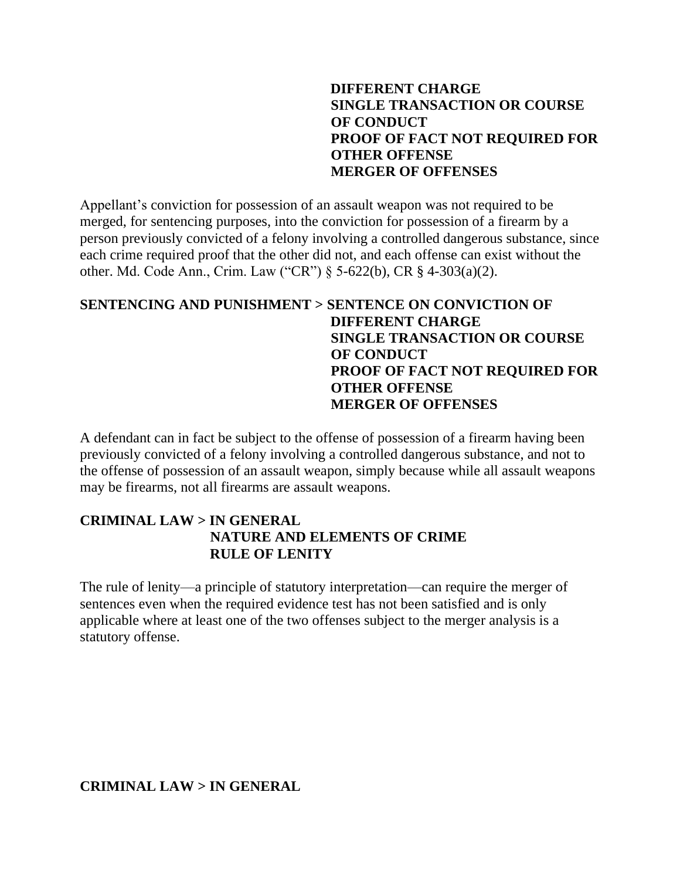**DIFFERENT CHARGE**
**SINGLE TRANSACTION OR COURSE OF CONDUCT**
**PROOF OF FACT NOT REQUIRED FOR OTHER OFFENSE**
**MERGER OF OFFENSES**

Appellant's conviction for possession of an assault weapon was not required to be merged, for sentencing purposes, into the conviction for possession of a firearm by a person previously convicted of a felony involving a controlled dangerous substance, since each crime required proof that the other did not, and each offense can exist without the other. Md. Code Ann., Crim. Law ("CR") § 5-622(b), CR § 4-303(a)(2).

**SENTENCING AND PUNISHMENT > SENTENCE ON CONVICTION OF DIFFERENT CHARGE**
**SINGLE TRANSACTION OR COURSE OF CONDUCT**
**PROOF OF FACT NOT REQUIRED FOR OTHER OFFENSE**
**MERGER OF OFFENSES**

A defendant can in fact be subject to the offense of possession of a firearm having been previously convicted of a felony involving a controlled dangerous substance, and not to the offense of possession of an assault weapon, simply because while all assault weapons may be firearms, not all firearms are assault weapons.

**CRIMINAL LAW > IN GENERAL**
**NATURE AND ELEMENTS OF CRIME**
**RULE OF LENITY**

The rule of lenity—a principle of statutory interpretation—can require the merger of sentences even when the required evidence test has not been satisfied and is only applicable where at least one of the two offenses subject to the merger analysis is a statutory offense.

**CRIMINAL LAW > IN GENERAL**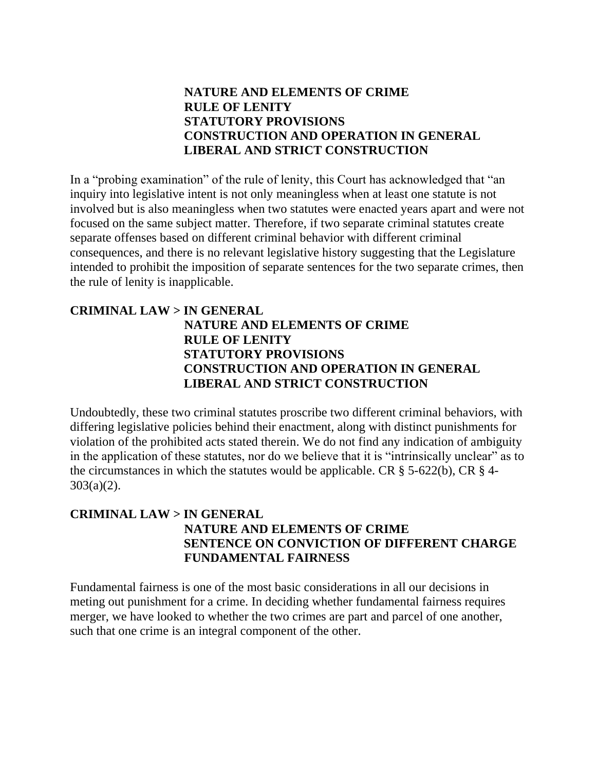**NATURE AND ELEMENTS OF CRIME**
**RULE OF LENITY**
**STATUTORY PROVISIONS**
**CONSTRUCTION AND OPERATION IN GENERAL**
**LIBERAL AND STRICT CONSTRUCTION**

In a "probing examination" of the rule of lenity, this Court has acknowledged that "an inquiry into legislative intent is not only meaningless when at least one statute is not involved but is also meaningless when two statutes were enacted years apart and were not focused on the same subject matter. Therefore, if two separate criminal statutes create separate offenses based on different criminal behavior with different criminal consequences, and there is no relevant legislative history suggesting that the Legislature intended to prohibit the imposition of separate sentences for the two separate crimes, then the rule of lenity is inapplicable.

**CRIMINAL LAW > IN GENERAL**
**NATURE AND ELEMENTS OF CRIME**
**RULE OF LENITY**
**STATUTORY PROVISIONS**
**CONSTRUCTION AND OPERATION IN GENERAL**
**LIBERAL AND STRICT CONSTRUCTION**

Undoubtedly, these two criminal statutes proscribe two different criminal behaviors, with differing legislative policies behind their enactment, along with distinct punishments for violation of the prohibited acts stated therein. We do not find any indication of ambiguity in the application of these statutes, nor do we believe that it is "intrinsically unclear" as to the circumstances in which the statutes would be applicable. CR § 5-622(b), CR § 4-303(a)(2).

**CRIMINAL LAW > IN GENERAL**
**NATURE AND ELEMENTS OF CRIME**
**SENTENCE ON CONVICTION OF DIFFERENT CHARGE**
**FUNDAMENTAL FAIRNESS**

Fundamental fairness is one of the most basic considerations in all our decisions in meting out punishment for a crime. In deciding whether fundamental fairness requires merger, we have looked to whether the two crimes are part and parcel of one another, such that one crime is an integral component of the other.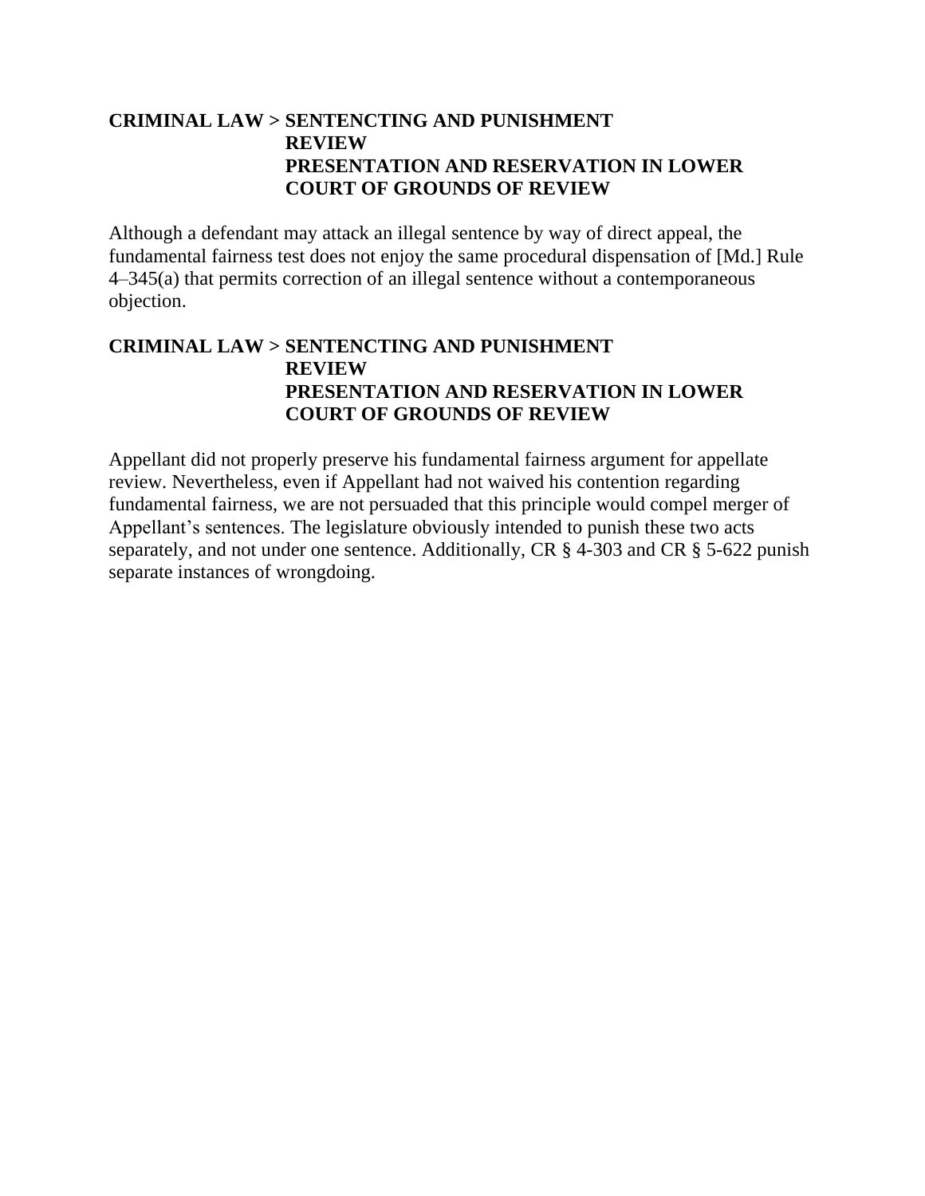**CRIMINAL LAW > SENTENCING AND PUNISHMENT**
**REVIEW**
**PRESENTATION AND RESERVATION IN LOWER COURT OF GROUNDS OF REVIEW**

Although a defendant may attack an illegal sentence by way of direct appeal, the fundamental fairness test does not enjoy the same procedural dispensation of [Md.] Rule 4–345(a) that permits correction of an illegal sentence without a contemporaneous objection.

**CRIMINAL LAW > SENTENCING AND PUNISHMENT**
**REVIEW**
**PRESENTATION AND RESERVATION IN LOWER COURT OF GROUNDS OF REVIEW**

Appellant did not properly preserve his fundamental fairness argument for appellate review. Nevertheless, even if Appellant had not waived his contention regarding fundamental fairness, we are not persuaded that this principle would compel merger of Appellant's sentences. The legislature obviously intended to punish these two acts separately, and not under one sentence. Additionally, CR § 4-303 and CR § 5-622 punish separate instances of wrongdoing.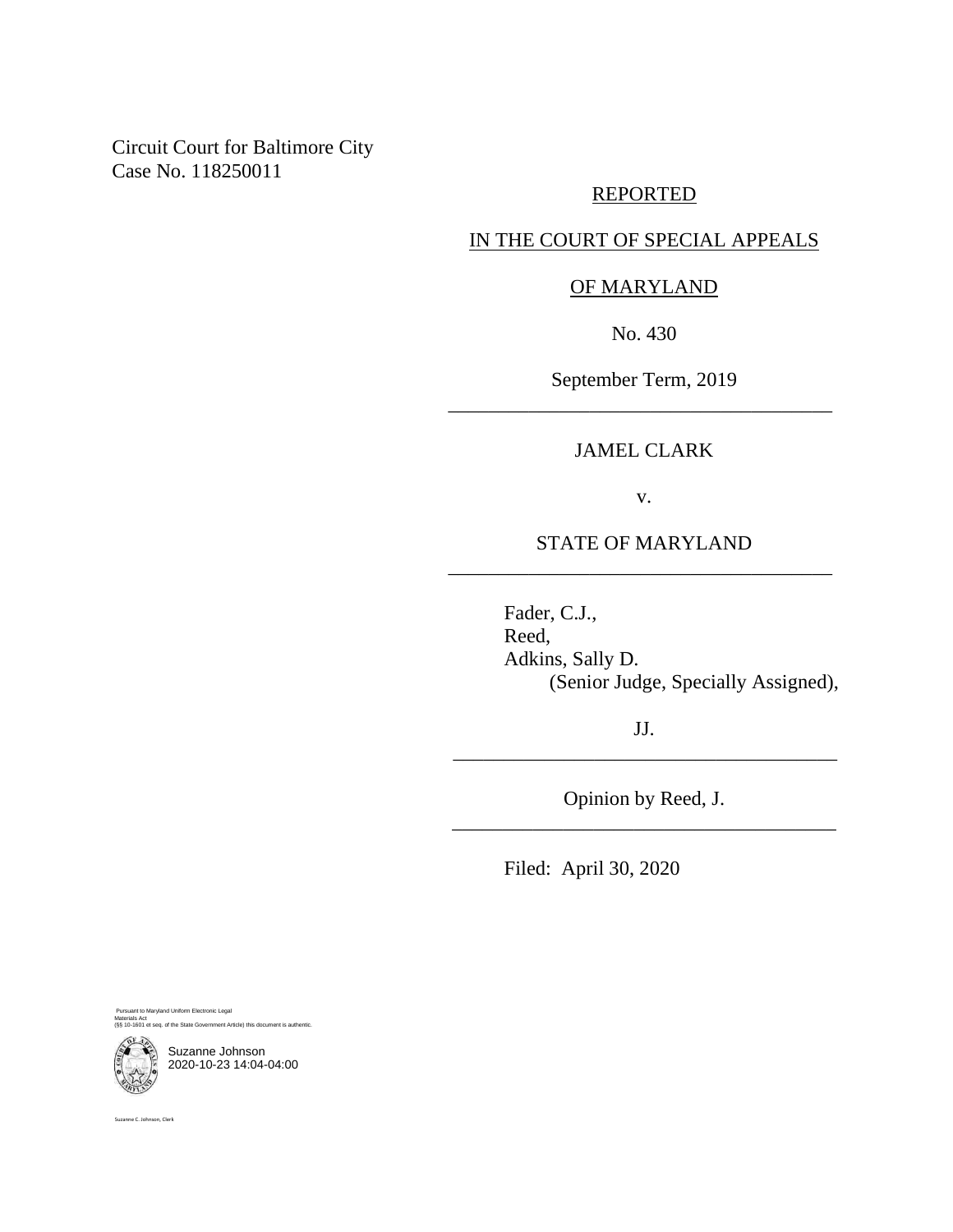Circuit Court for Baltimore City
Case No. 118250011

REPORTED

IN THE COURT OF SPECIAL APPEALS

OF MARYLAND

No. 430

September Term, 2019

---

JAMEL CLARK

v.

STATE OF MARYLAND

---

Fader, C.J.,
Reed,
Adkins, Sally D.
(Senior Judge, Specially Assigned),

JJ.

---

Opinion by Reed, J.

---

Filed: April 30, 2020

Pursuant to Maryland Uniform Electronic Legal Materials Act
(§§ 10-1601 et seq. of the State Government Article) this document is authentic.

Suzanne Johnson
2020-10-23 14:04-04:00

Suzanne C. Johnson, Clerk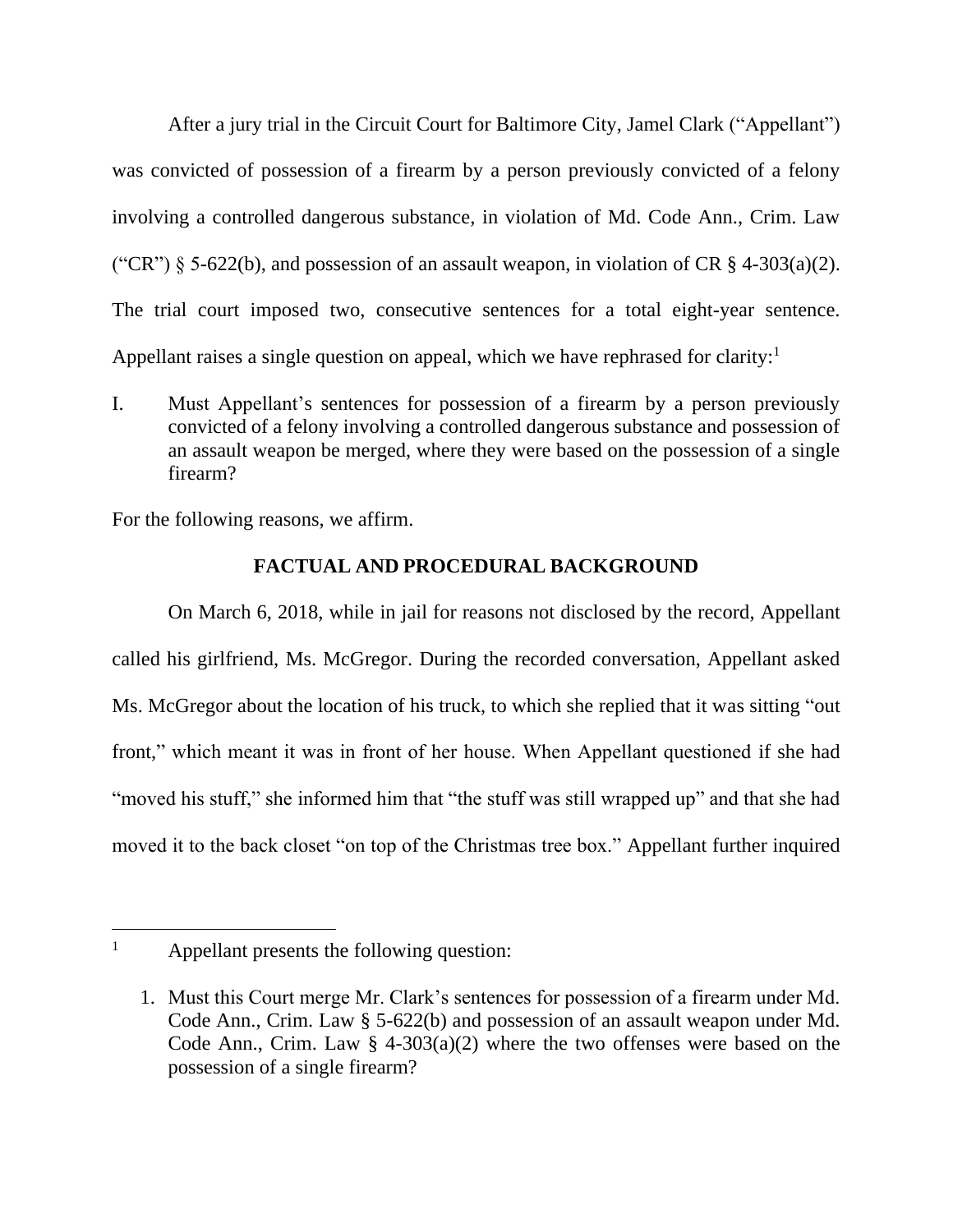After a jury trial in the Circuit Court for Baltimore City, Jamel Clark ("Appellant") was convicted of possession of a firearm by a person previously convicted of a felony involving a controlled dangerous substance, in violation of Md. Code Ann., Crim. Law ("CR") § 5-622(b), and possession of an assault weapon, in violation of CR § 4-303(a)(2). The trial court imposed two, consecutive sentences for a total eight-year sentence. Appellant raises a single question on appeal, which we have rephrased for clarity:[1]

I. Must Appellant's sentences for possession of a firearm by a person previously convicted of a felony involving a controlled dangerous substance and possession of an assault weapon be merged, where they were based on the possession of a single firearm?

For the following reasons, we affirm.

## FACTUAL AND PROCEDURAL BACKGROUND

On March 6, 2018, while in jail for reasons not disclosed by the record, Appellant called his girlfriend, Ms. McGregor. During the recorded conversation, Appellant asked Ms. McGregor about the location of his truck, to which she replied that it was sitting "out front," which meant it was in front of her house. When Appellant questioned if she had "moved his stuff," she informed him that "the stuff was still wrapped up" and that she had moved it to the back closet "on top of the Christmas tree box." Appellant further inquired

---

[1] Appellant presents the following question:

1. Must this Court merge Mr. Clark's sentences for possession of a firearm under Md. Code Ann., Crim. Law § 5-622(b) and possession of an assault weapon under Md. Code Ann., Crim. Law § 4-303(a)(2) where the two offenses were based on the possession of a single firearm?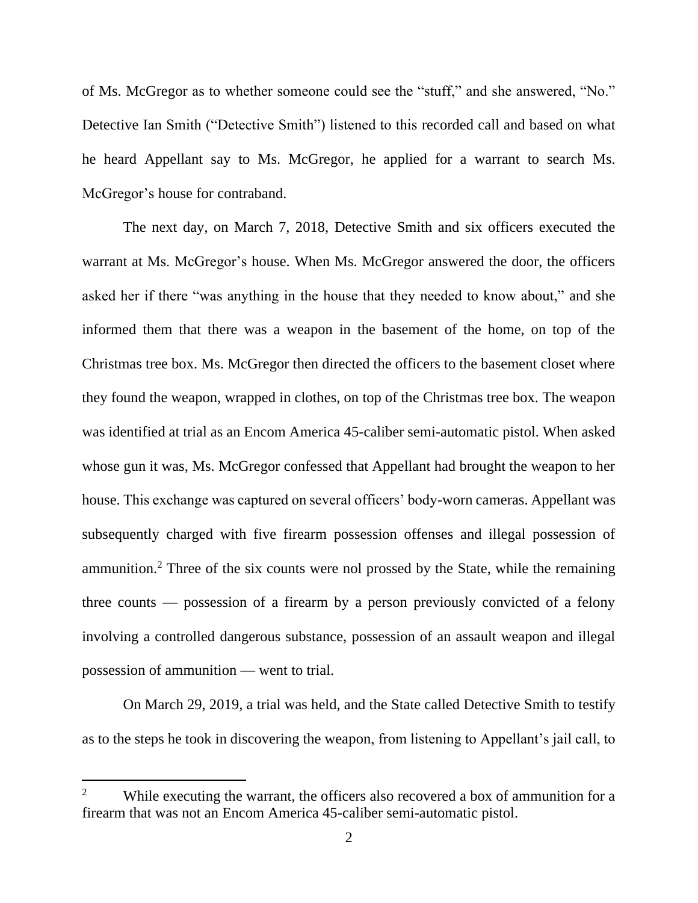of Ms. McGregor as to whether someone could see the "stuff," and she answered, "No." Detective Ian Smith ("Detective Smith") listened to this recorded call and based on what he heard Appellant say to Ms. McGregor, he applied for a warrant to search Ms. McGregor's house for contraband.

The next day, on March 7, 2018, Detective Smith and six officers executed the warrant at Ms. McGregor's house. When Ms. McGregor answered the door, the officers asked her if there "was anything in the house that they needed to know about," and she informed them that there was a weapon in the basement of the home, on top of the Christmas tree box. Ms. McGregor then directed the officers to the basement closet where they found the weapon, wrapped in clothes, on top of the Christmas tree box. The weapon was identified at trial as an Encom America 45-caliber semi-automatic pistol. When asked whose gun it was, Ms. McGregor confessed that Appellant had brought the weapon to her house. This exchange was captured on several officers' body-worn cameras. Appellant was subsequently charged with five firearm possession offenses and illegal possession of ammunition.[2] Three of the six counts were nol prossed by the State, while the remaining three counts — possession of a firearm by a person previously convicted of a felony involving a controlled dangerous substance, possession of an assault weapon and illegal possession of ammunition — went to trial.

On March 29, 2019, a trial was held, and the State called Detective Smith to testify as to the steps he took in discovering the weapon, from listening to Appellant's jail call, to

---

[2] While executing the warrant, the officers also recovered a box of ammunition for a firearm that was not an Encom America 45-caliber semi-automatic pistol.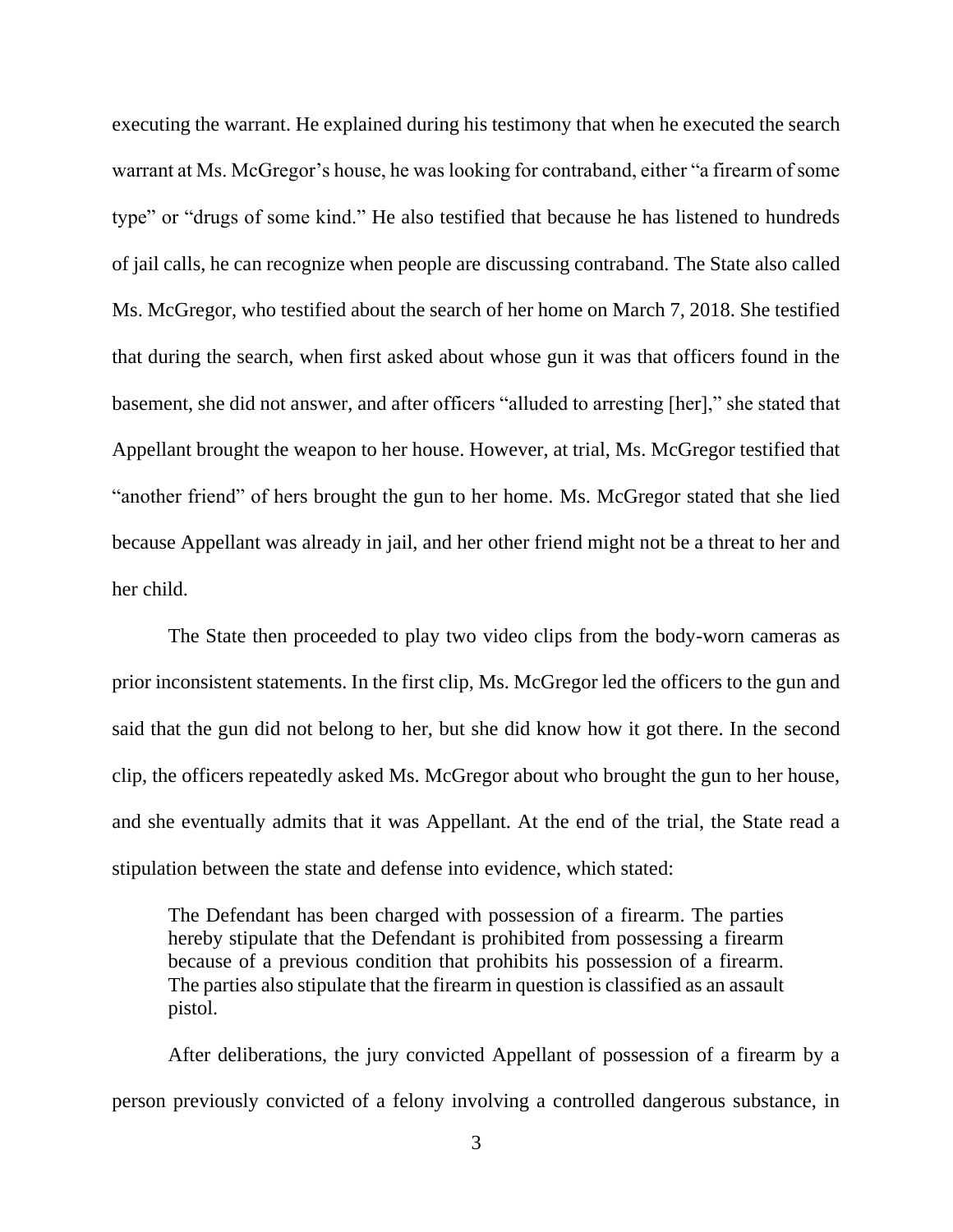executing the warrant. He explained during his testimony that when he executed the search warrant at Ms. McGregor's house, he was looking for contraband, either "a firearm of some type" or "drugs of some kind." He also testified that because he has listened to hundreds of jail calls, he can recognize when people are discussing contraband. The State also called Ms. McGregor, who testified about the search of her home on March 7, 2018. She testified that during the search, when first asked about whose gun it was that officers found in the basement, she did not answer, and after officers "alluded to arresting [her]," she stated that Appellant brought the weapon to her house. However, at trial, Ms. McGregor testified that "another friend" of hers brought the gun to her home. Ms. McGregor stated that she lied because Appellant was already in jail, and her other friend might not be a threat to her and her child.

The State then proceeded to play two video clips from the body-worn cameras as prior inconsistent statements. In the first clip, Ms. McGregor led the officers to the gun and said that the gun did not belong to her, but she did know how it got there. In the second clip, the officers repeatedly asked Ms. McGregor about who brought the gun to her house, and she eventually admits that it was Appellant. At the end of the trial, the State read a stipulation between the state and defense into evidence, which stated:

> The Defendant has been charged with possession of a firearm. The parties hereby stipulate that the Defendant is prohibited from possessing a firearm because of a previous condition that prohibits his possession of a firearm. The parties also stipulate that the firearm in question is classified as an assault pistol.

After deliberations, the jury convicted Appellant of possession of a firearm by a person previously convicted of a felony involving a controlled dangerous substance, in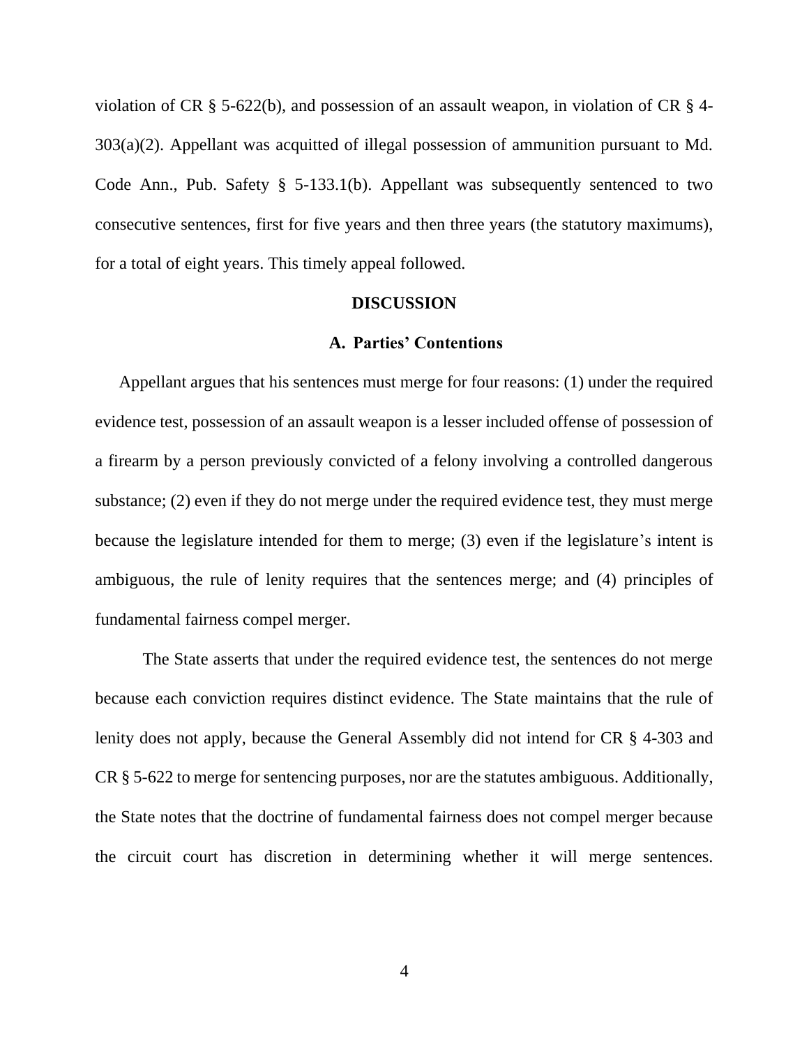violation of CR § 5-622(b), and possession of an assault weapon, in violation of CR § 4-303(a)(2). Appellant was acquitted of illegal possession of ammunition pursuant to Md. Code Ann., Pub. Safety § 5-133.1(b). Appellant was subsequently sentenced to two consecutive sentences, first for five years and then three years (the statutory maximums), for a total of eight years. This timely appeal followed.

## DISCUSSION

### A. Parties' Contentions

Appellant argues that his sentences must merge for four reasons: (1) under the required evidence test, possession of an assault weapon is a lesser included offense of possession of a firearm by a person previously convicted of a felony involving a controlled dangerous substance; (2) even if they do not merge under the required evidence test, they must merge because the legislature intended for them to merge; (3) even if the legislature's intent is ambiguous, the rule of lenity requires that the sentences merge; and (4) principles of fundamental fairness compel merger.

The State asserts that under the required evidence test, the sentences do not merge because each conviction requires distinct evidence. The State maintains that the rule of lenity does not apply, because the General Assembly did not intend for CR § 4-303 and CR § 5-622 to merge for sentencing purposes, nor are the statutes ambiguous. Additionally, the State notes that the doctrine of fundamental fairness does not compel merger because the circuit court has discretion in determining whether it will merge sentences.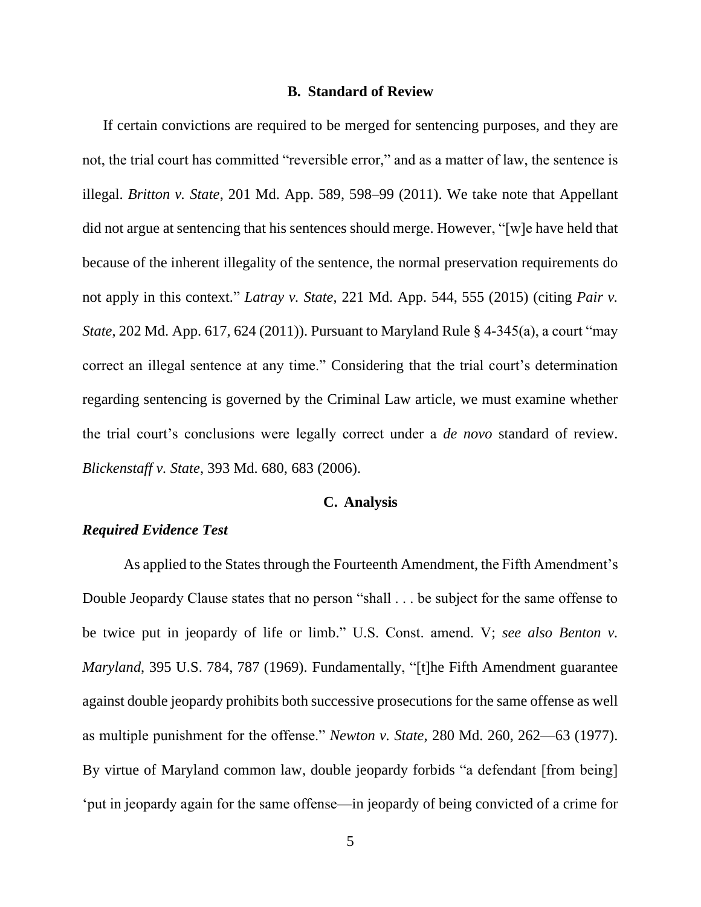### B. Standard of Review

If certain convictions are required to be merged for sentencing purposes, and they are not, the trial court has committed "reversible error," and as a matter of law, the sentence is illegal. *Britton v. State*, 201 Md. App. 589, 598–99 (2011). We take note that Appellant did not argue at sentencing that his sentences should merge. However, "[w]e have held that because of the inherent illegality of the sentence, the normal preservation requirements do not apply in this context." *Latray v. State*, 221 Md. App. 544, 555 (2015) (citing *Pair v. State*, 202 Md. App. 617, 624 (2011)). Pursuant to Maryland Rule § 4-345(a), a court "may correct an illegal sentence at any time." Considering that the trial court's determination regarding sentencing is governed by the Criminal Law article, we must examine whether the trial court's conclusions were legally correct under a *de novo* standard of review. *Blickenstaff v. State*, 393 Md. 680, 683 (2006).

### C. Analysis

***Required Evidence Test***

As applied to the States through the Fourteenth Amendment, the Fifth Amendment's Double Jeopardy Clause states that no person "shall . . . be subject for the same offense to be twice put in jeopardy of life or limb." U.S. Const. amend. V; *see also Benton v. Maryland*, 395 U.S. 784, 787 (1969). Fundamentally, "[t]he Fifth Amendment guarantee against double jeopardy prohibits both successive prosecutions for the same offense as well as multiple punishment for the offense." *Newton v. State*, 280 Md. 260, 262—63 (1977). By virtue of Maryland common law, double jeopardy forbids "a defendant [from being] 'put in jeopardy again for the same offense—in jeopardy of being convicted of a crime for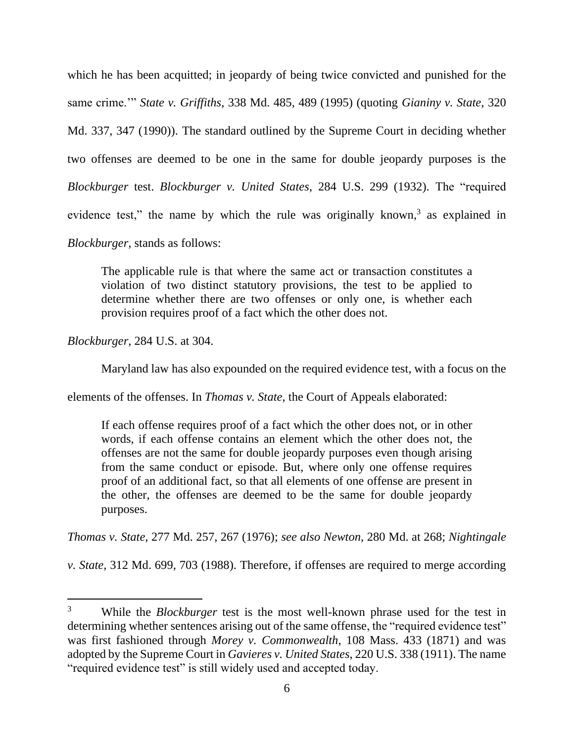which he has been acquitted; in jeopardy of being twice convicted and punished for the same crime.'" *State v. Griffiths*, 338 Md. 485, 489 (1995) (quoting *Gianiny v. State*, 320 Md. 337, 347 (1990)). The standard outlined by the Supreme Court in deciding whether two offenses are deemed to be one in the same for double jeopardy purposes is the *Blockburger* test. *Blockburger v. United States*, 284 U.S. 299 (1932). The "required evidence test," the name by which the rule was originally known,[3] as explained in *Blockburger*, stands as follows:

> The applicable rule is that where the same act or transaction constitutes a violation of two distinct statutory provisions, the test to be applied to determine whether there are two offenses or only one, is whether each provision requires proof of a fact which the other does not.

*Blockburger*, 284 U.S. at 304.

Maryland law has also expounded on the required evidence test, with a focus on the elements of the offenses. In *Thomas v. State*, the Court of Appeals elaborated:

> If each offense requires proof of a fact which the other does not, or in other words, if each offense contains an element which the other does not, the offenses are not the same for double jeopardy purposes even though arising from the same conduct or episode. But, where only one offense requires proof of an additional fact, so that all elements of one offense are present in the other, the offenses are deemed to be the same for double jeopardy purposes.

*Thomas v. State*, 277 Md. 257, 267 (1976); *see also Newton*, 280 Md. at 268; *Nightingale v. State*, 312 Md. 699, 703 (1988). Therefore, if offenses are required to merge according

---

[3] While the *Blockburger* test is the most well-known phrase used for the test in determining whether sentences arising out of the same offense, the "required evidence test" was first fashioned through *Morey v. Commonwealth*, 108 Mass. 433 (1871) and was adopted by the Supreme Court in *Gavieres v. United States,* 220 U.S. 338 (1911). The name "required evidence test" is still widely used and accepted today.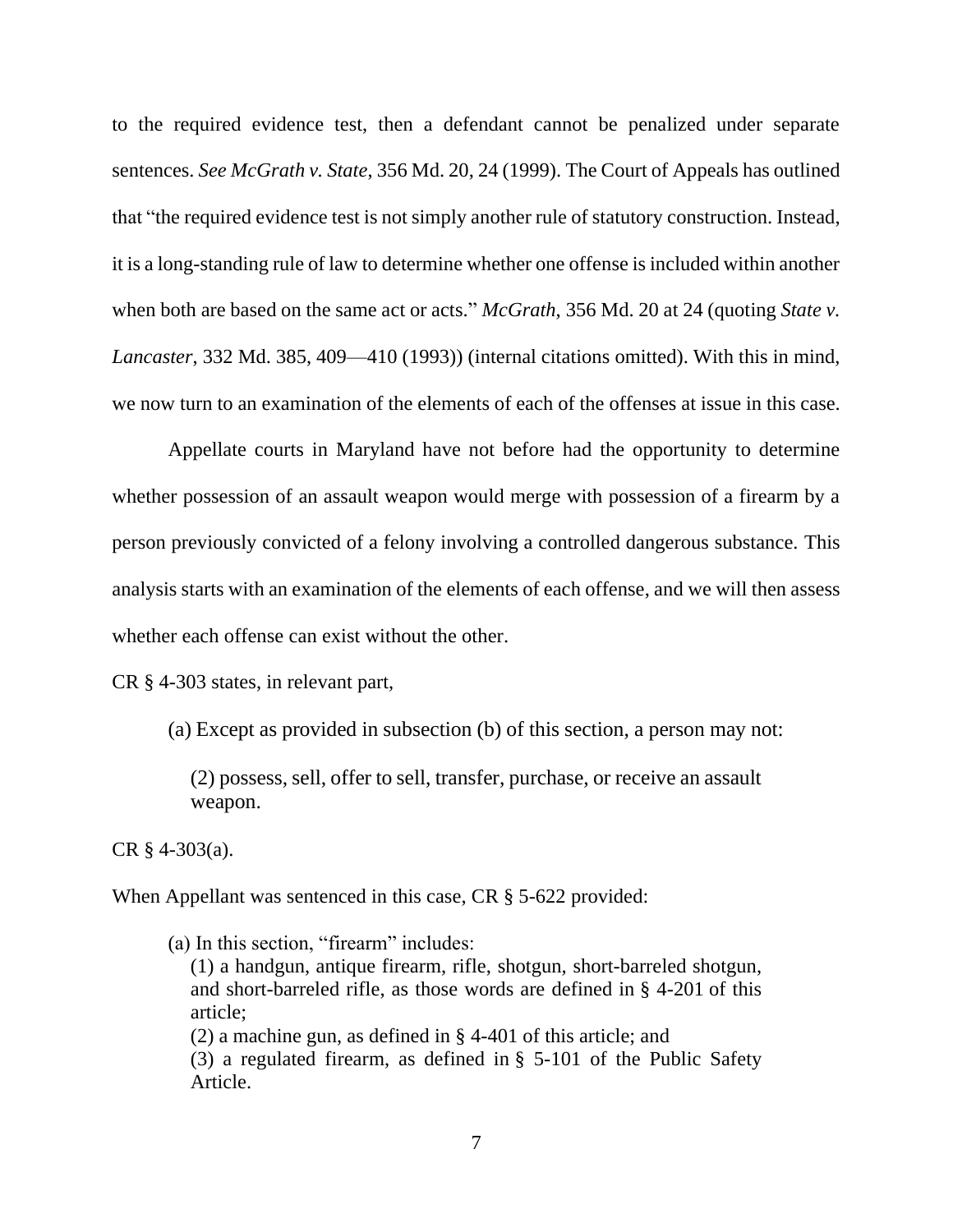to the required evidence test, then a defendant cannot be penalized under separate sentences. *See McGrath v. State*, 356 Md. 20, 24 (1999). The Court of Appeals has outlined that "the required evidence test is not simply another rule of statutory construction. Instead, it is a long-standing rule of law to determine whether one offense is included within another when both are based on the same act or acts." *McGrath*, 356 Md. 20 at 24 (quoting *State v. Lancaster*, 332 Md. 385, 409—410 (1993)) (internal citations omitted). With this in mind, we now turn to an examination of the elements of each of the offenses at issue in this case.

Appellate courts in Maryland have not before had the opportunity to determine whether possession of an assault weapon would merge with possession of a firearm by a person previously convicted of a felony involving a controlled dangerous substance. This analysis starts with an examination of the elements of each offense, and we will then assess whether each offense can exist without the other.

CR § 4-303 states, in relevant part,

> (a) Except as provided in subsection (b) of this section, a person may not:
>
> (2) possess, sell, offer to sell, transfer, purchase, or receive an assault weapon.

CR § 4-303(a).

When Appellant was sentenced in this case, CR § 5-622 provided:

> (a) In this section, "firearm" includes:
> (1) a handgun, antique firearm, rifle, shotgun, short-barreled shotgun, and short-barreled rifle, as those words are defined in § 4-201 of this article;
> (2) a machine gun, as defined in § 4-401 of this article; and
> (3) a regulated firearm, as defined in § 5-101 of the Public Safety Article.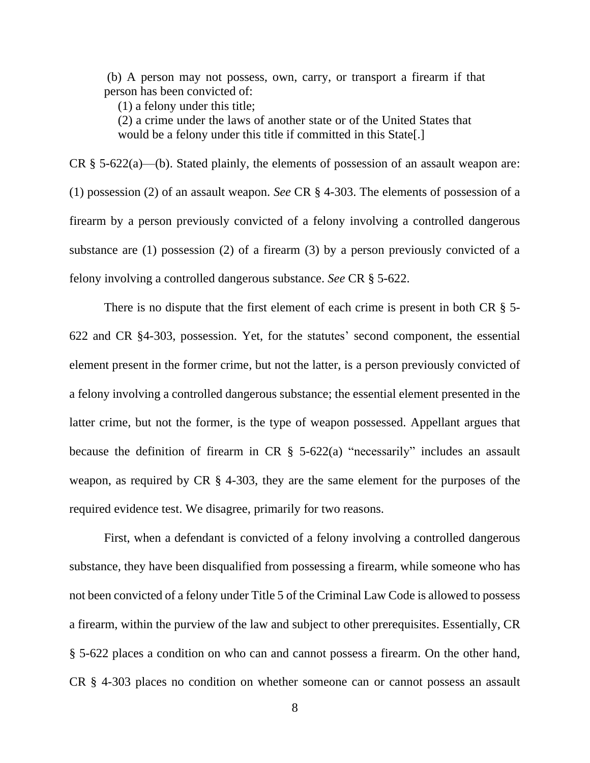> (b) A person may not possess, own, carry, or transport a firearm if that person has been convicted of:
>
> (1) a felony under this title;
>
> (2) a crime under the laws of another state or of the United States that would be a felony under this title if committed in this State[.]

CR § 5-622(a)—(b). Stated plainly, the elements of possession of an assault weapon are: (1) possession (2) of an assault weapon. *See* CR § 4-303. The elements of possession of a firearm by a person previously convicted of a felony involving a controlled dangerous substance are (1) possession (2) of a firearm (3) by a person previously convicted of a felony involving a controlled dangerous substance. *See* CR § 5-622.

There is no dispute that the first element of each crime is present in both CR § 5-622 and CR §4-303, possession. Yet, for the statutes' second component, the essential element present in the former crime, but not the latter, is a person previously convicted of a felony involving a controlled dangerous substance; the essential element presented in the latter crime, but not the former, is the type of weapon possessed. Appellant argues that because the definition of firearm in CR § 5-622(a) "necessarily" includes an assault weapon, as required by CR § 4-303, they are the same element for the purposes of the required evidence test. We disagree, primarily for two reasons.

First, when a defendant is convicted of a felony involving a controlled dangerous substance, they have been disqualified from possessing a firearm, while someone who has not been convicted of a felony under Title 5 of the Criminal Law Code is allowed to possess a firearm, within the purview of the law and subject to other prerequisites. Essentially, CR § 5-622 places a condition on who can and cannot possess a firearm. On the other hand, CR § 4-303 places no condition on whether someone can or cannot possess an assault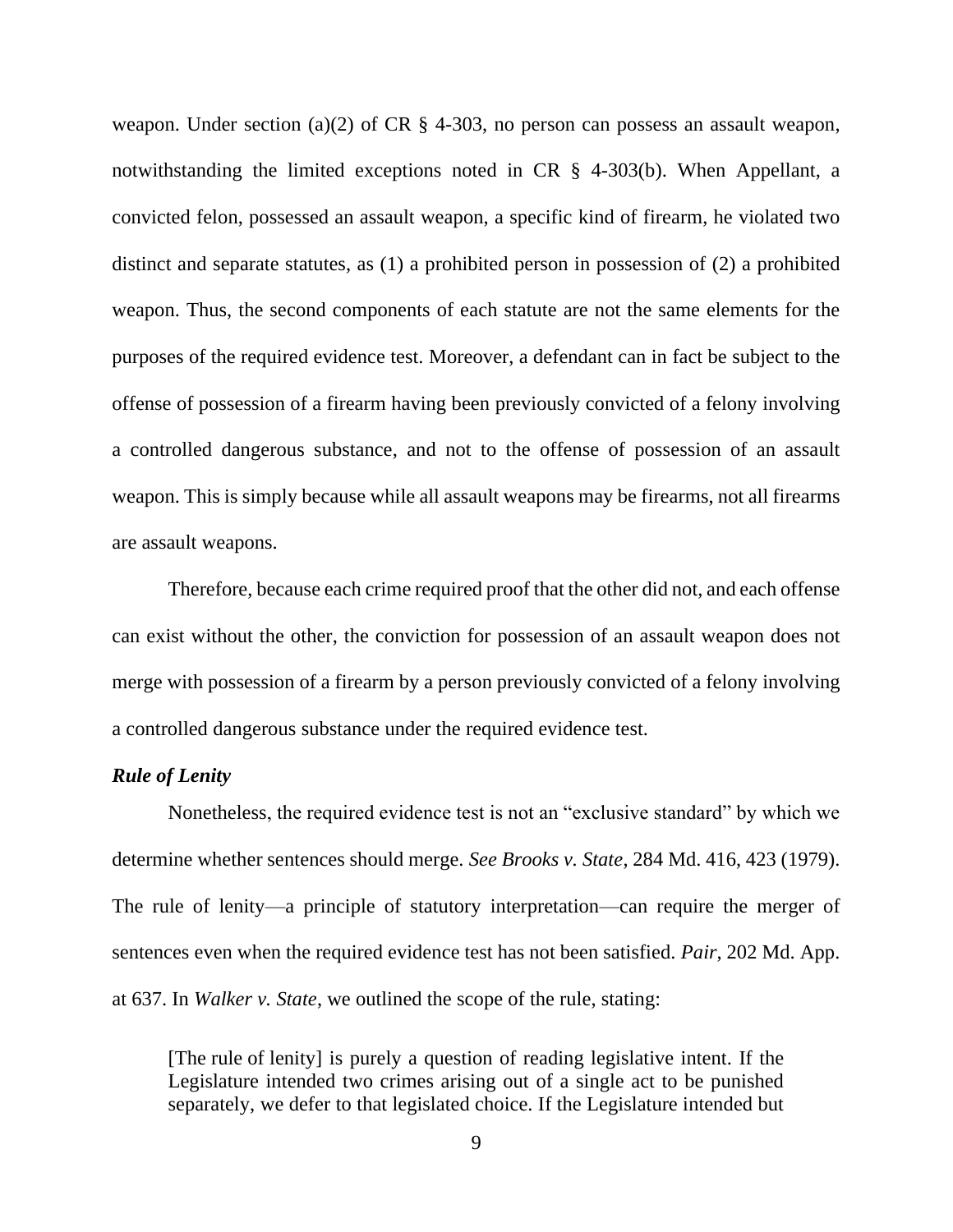weapon. Under section (a)(2) of CR § 4-303, no person can possess an assault weapon, notwithstanding the limited exceptions noted in CR § 4-303(b). When Appellant, a convicted felon, possessed an assault weapon, a specific kind of firearm, he violated two distinct and separate statutes, as (1) a prohibited person in possession of (2) a prohibited weapon. Thus, the second components of each statute are not the same elements for the purposes of the required evidence test. Moreover, a defendant can in fact be subject to the offense of possession of a firearm having been previously convicted of a felony involving a controlled dangerous substance, and not to the offense of possession of an assault weapon. This is simply because while all assault weapons may be firearms, not all firearms are assault weapons.

Therefore, because each crime required proof that the other did not, and each offense can exist without the other, the conviction for possession of an assault weapon does not merge with possession of a firearm by a person previously convicted of a felony involving a controlled dangerous substance under the required evidence test.

***Rule of Lenity***

Nonetheless, the required evidence test is not an "exclusive standard" by which we determine whether sentences should merge. *See Brooks v. State*, 284 Md. 416, 423 (1979). The rule of lenity—a principle of statutory interpretation—can require the merger of sentences even when the required evidence test has not been satisfied. *Pair*, 202 Md. App. at 637. In *Walker v. State*, we outlined the scope of the rule, stating:

> [The rule of lenity] is purely a question of reading legislative intent. If the Legislature intended two crimes arising out of a single act to be punished separately, we defer to that legislated choice. If the Legislature intended but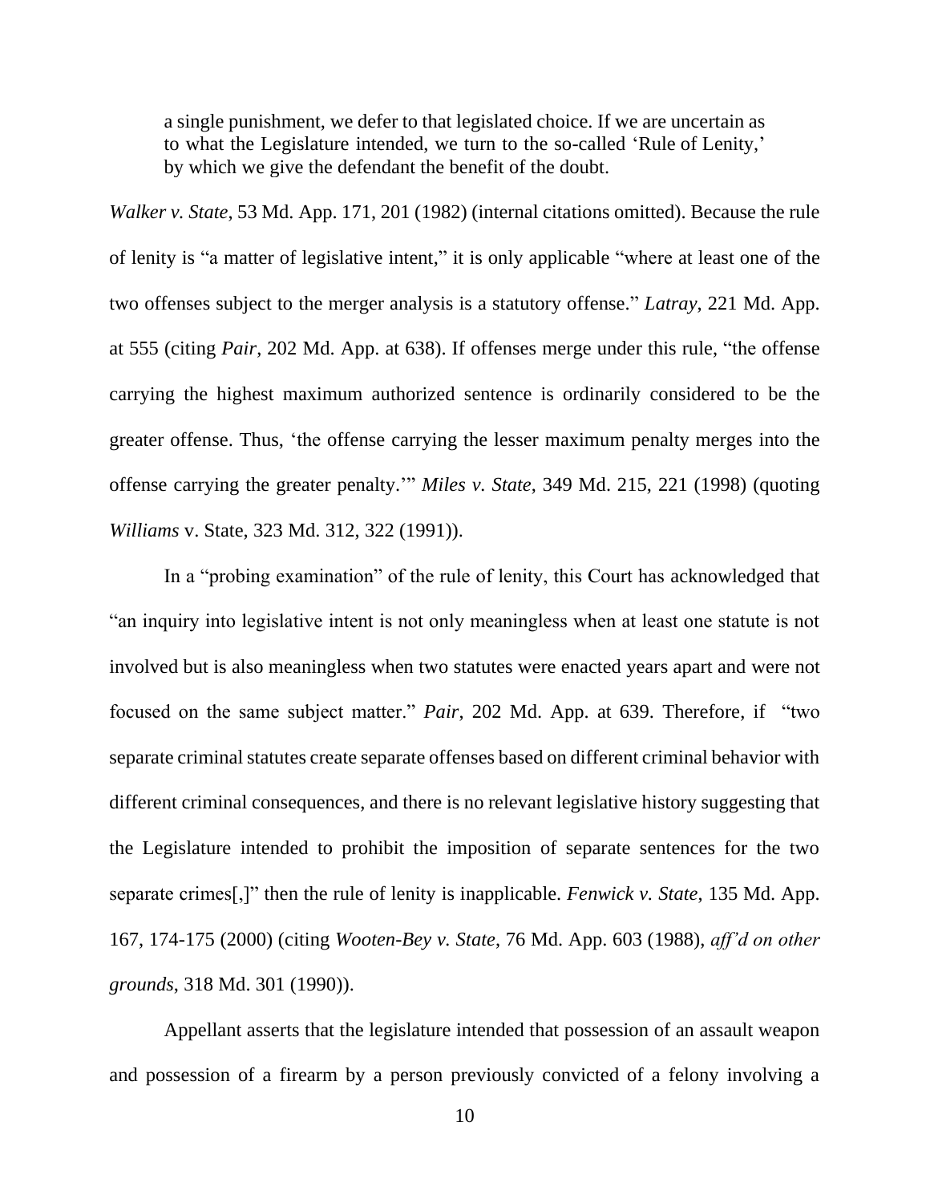> a single punishment, we defer to that legislated choice. If we are uncertain as to what the Legislature intended, we turn to the so-called 'Rule of Lenity,' by which we give the defendant the benefit of the doubt.

*Walker v. State*, 53 Md. App. 171, 201 (1982) (internal citations omitted). Because the rule of lenity is "a matter of legislative intent," it is only applicable "where at least one of the two offenses subject to the merger analysis is a statutory offense." *Latray*, 221 Md. App. at 555 (citing *Pair*, 202 Md. App. at 638). If offenses merge under this rule, "the offense carrying the highest maximum authorized sentence is ordinarily considered to be the greater offense. Thus, 'the offense carrying the lesser maximum penalty merges into the offense carrying the greater penalty.'" *Miles v. State*, 349 Md. 215, 221 (1998) (quoting *Williams* v. State, 323 Md. 312, 322 (1991)).

In a "probing examination" of the rule of lenity, this Court has acknowledged that "an inquiry into legislative intent is not only meaningless when at least one statute is not involved but is also meaningless when two statutes were enacted years apart and were not focused on the same subject matter." *Pair*, 202 Md. App. at 639. Therefore, if "two separate criminal statutes create separate offenses based on different criminal behavior with different criminal consequences, and there is no relevant legislative history suggesting that the Legislature intended to prohibit the imposition of separate sentences for the two separate crimes[,]" then the rule of lenity is inapplicable. *Fenwick v. State*, 135 Md. App. 167, 174-175 (2000) (citing *Wooten-Bey v. State*, 76 Md. App. 603 (1988), *aff'd on other grounds*, 318 Md. 301 (1990)).

Appellant asserts that the legislature intended that possession of an assault weapon and possession of a firearm by a person previously convicted of a felony involving a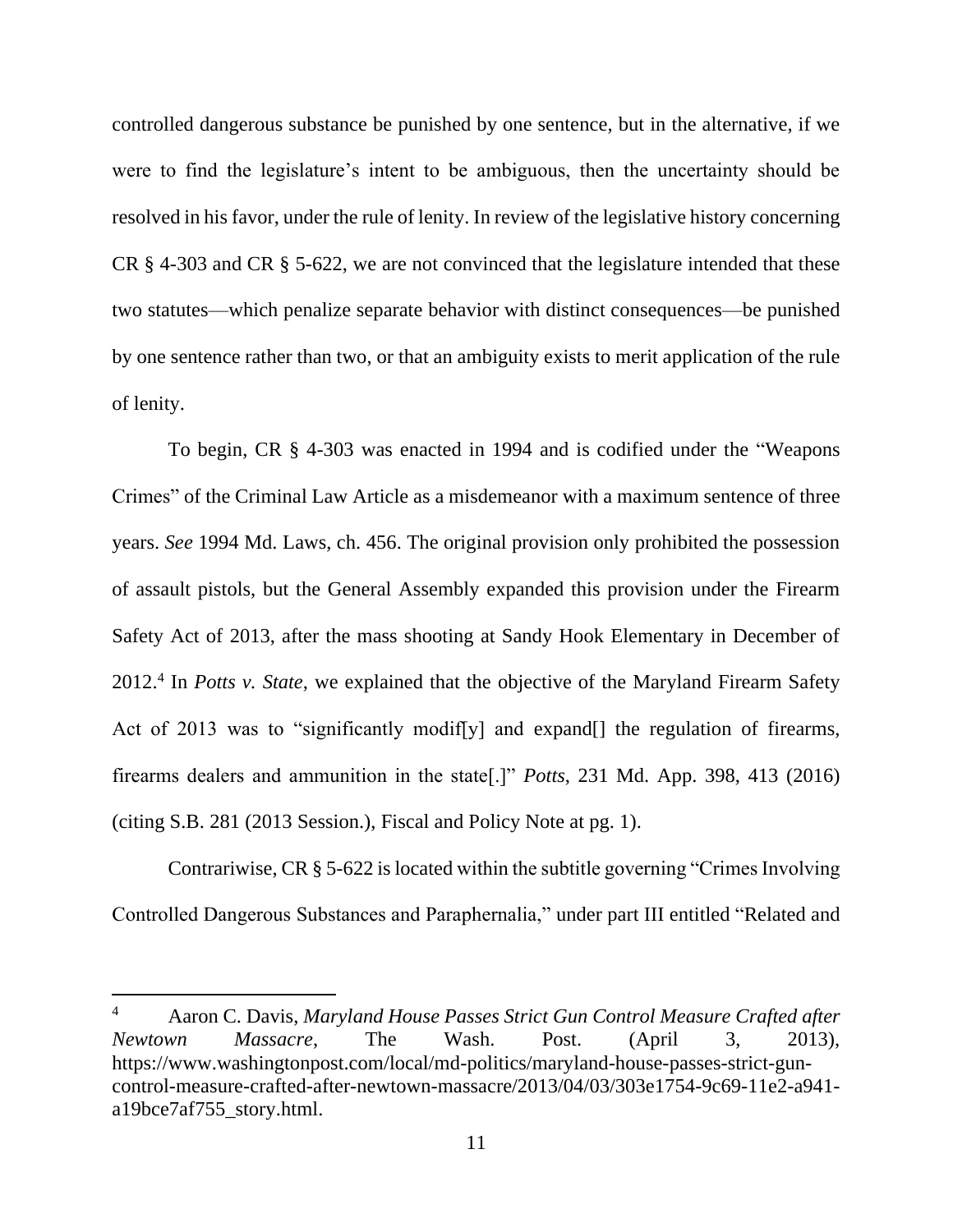controlled dangerous substance be punished by one sentence, but in the alternative, if we were to find the legislature's intent to be ambiguous, then the uncertainty should be resolved in his favor, under the rule of lenity. In review of the legislative history concerning CR § 4-303 and CR § 5-622, we are not convinced that the legislature intended that these two statutes—which penalize separate behavior with distinct consequences—be punished by one sentence rather than two, or that an ambiguity exists to merit application of the rule of lenity.

To begin, CR § 4-303 was enacted in 1994 and is codified under the "Weapons Crimes" of the Criminal Law Article as a misdemeanor with a maximum sentence of three years. *See* 1994 Md. Laws, ch. 456. The original provision only prohibited the possession of assault pistols, but the General Assembly expanded this provision under the Firearm Safety Act of 2013, after the mass shooting at Sandy Hook Elementary in December of 2012.[4] In *Potts v. State*, we explained that the objective of the Maryland Firearm Safety Act of 2013 was to "significantly modif[y] and expand[] the regulation of firearms, firearms dealers and ammunition in the state[.]" *Potts*, 231 Md. App. 398, 413 (2016) (citing S.B. 281 (2013 Session.), Fiscal and Policy Note at pg. 1).

Contrariwise, CR § 5-622 is located within the subtitle governing "Crimes Involving Controlled Dangerous Substances and Paraphernalia," under part III entitled "Related and

---

[4] Aaron C. Davis, *Maryland House Passes Strict Gun Control Measure Crafted after Newtown Massacre*, The Wash. Post. (April 3, 2013), https://www.washingtonpost.com/local/md-politics/maryland-house-passes-strict-gun-control-measure-crafted-after-newtown-massacre/2013/04/03/303e1754-9c69-11e2-a941-a19bce7af755_story.html.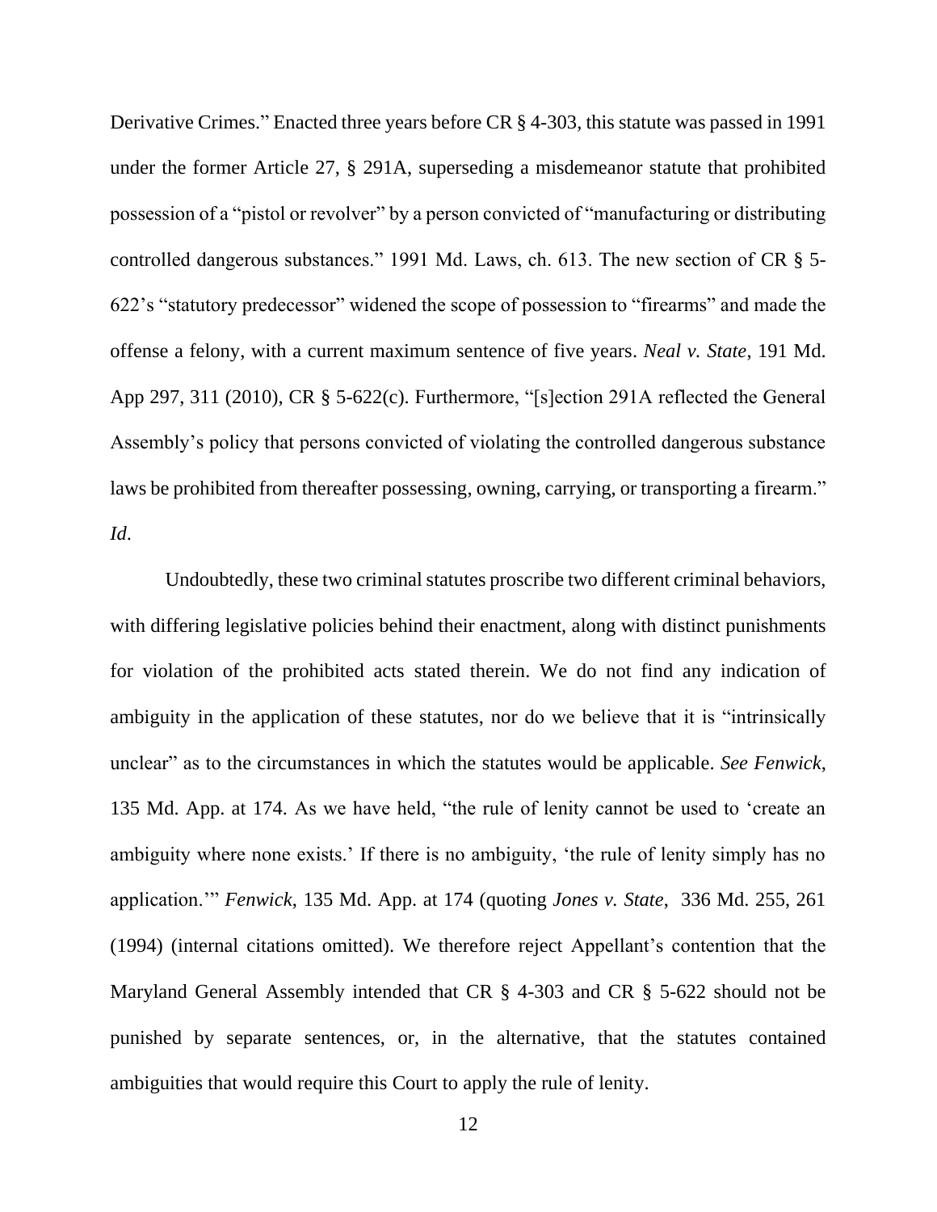Derivative Crimes." Enacted three years before CR § 4-303, this statute was passed in 1991 under the former Article 27, § 291A, superseding a misdemeanor statute that prohibited possession of a "pistol or revolver" by a person convicted of "manufacturing or distributing controlled dangerous substances." 1991 Md. Laws, ch. 613. The new section of CR § 5-622's "statutory predecessor" widened the scope of possession to "firearms" and made the offense a felony, with a current maximum sentence of five years. *Neal v. State*, 191 Md. App 297, 311 (2010), CR § 5-622(c). Furthermore, "[s]ection 291A reflected the General Assembly's policy that persons convicted of violating the controlled dangerous substance laws be prohibited from thereafter possessing, owning, carrying, or transporting a firearm." *Id*.

Undoubtedly, these two criminal statutes proscribe two different criminal behaviors, with differing legislative policies behind their enactment, along with distinct punishments for violation of the prohibited acts stated therein. We do not find any indication of ambiguity in the application of these statutes, nor do we believe that it is "intrinsically unclear" as to the circumstances in which the statutes would be applicable. *See Fenwick*, 135 Md. App. at 174. As we have held, "the rule of lenity cannot be used to 'create an ambiguity where none exists.' If there is no ambiguity, 'the rule of lenity simply has no application.'" *Fenwick*, 135 Md. App. at 174 (quoting *Jones v. State*, 336 Md. 255, 261 (1994) (internal citations omitted). We therefore reject Appellant's contention that the Maryland General Assembly intended that CR § 4-303 and CR § 5-622 should not be punished by separate sentences, or, in the alternative, that the statutes contained ambiguities that would require this Court to apply the rule of lenity.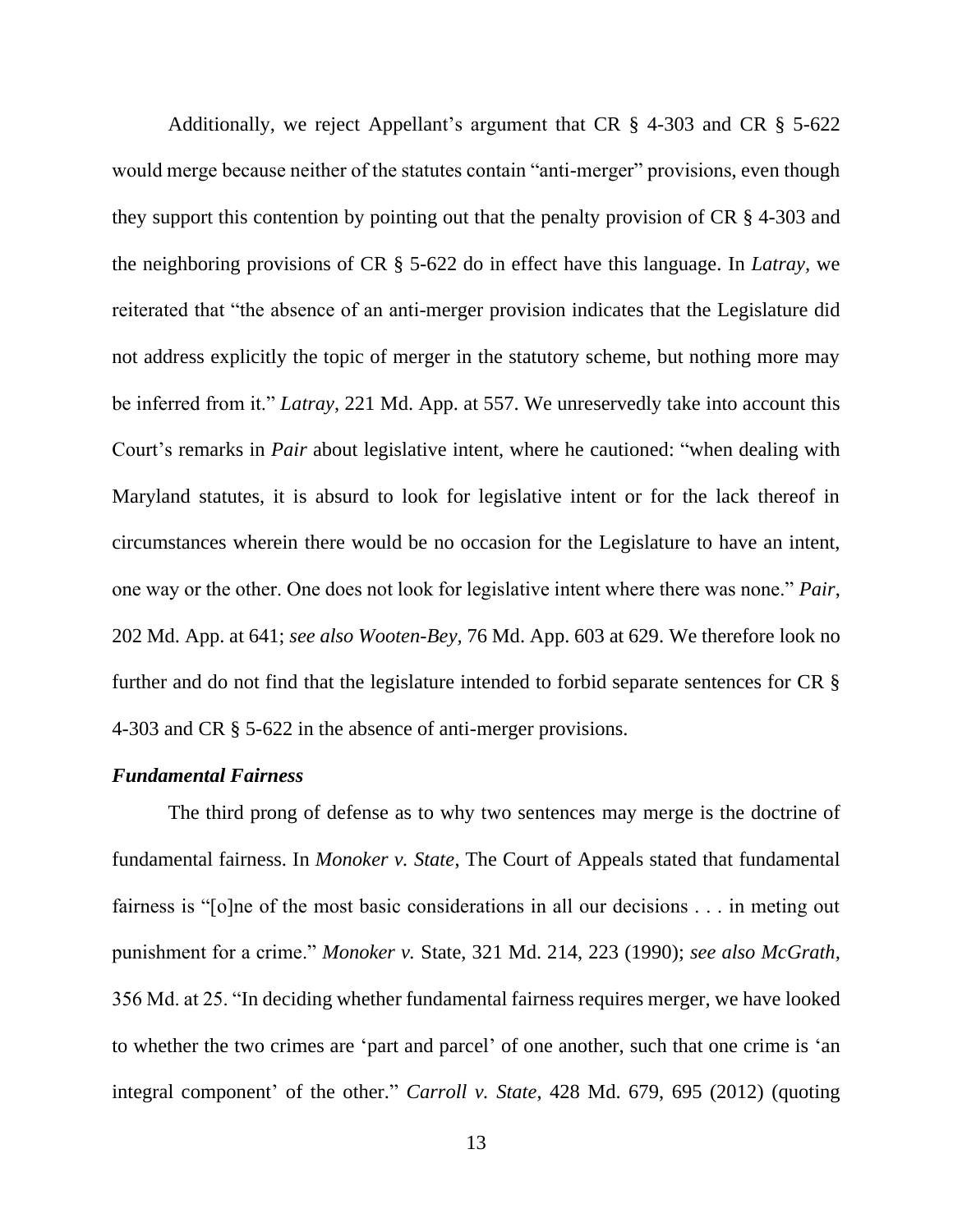Additionally, we reject Appellant's argument that CR § 4-303 and CR § 5-622 would merge because neither of the statutes contain "anti-merger" provisions, even though they support this contention by pointing out that the penalty provision of CR § 4-303 and the neighboring provisions of CR § 5-622 do in effect have this language. In *Latray*, we reiterated that "the absence of an anti-merger provision indicates that the Legislature did not address explicitly the topic of merger in the statutory scheme, but nothing more may be inferred from it." *Latray*, 221 Md. App. at 557. We unreservedly take into account this Court's remarks in *Pair* about legislative intent, where he cautioned: "when dealing with Maryland statutes, it is absurd to look for legislative intent or for the lack thereof in circumstances wherein there would be no occasion for the Legislature to have an intent, one way or the other. One does not look for legislative intent where there was none." *Pair*, 202 Md. App. at 641; *see also Wooten-Bey*, 76 Md. App. 603 at 629. We therefore look no further and do not find that the legislature intended to forbid separate sentences for CR § 4-303 and CR § 5-622 in the absence of anti-merger provisions.

***Fundamental Fairness***

The third prong of defense as to why two sentences may merge is the doctrine of fundamental fairness. In *Monoker v. State,* The Court of Appeals stated that fundamental fairness is "[o]ne of the most basic considerations in all our decisions . . . in meting out punishment for a crime." *Monoker v.* State, 321 Md. 214, 223 (1990); *see also McGrath*, 356 Md. at 25. "In deciding whether fundamental fairness requires merger, we have looked to whether the two crimes are 'part and parcel' of one another, such that one crime is 'an integral component' of the other." *Carroll v. State*, 428 Md. 679, 695 (2012) (quoting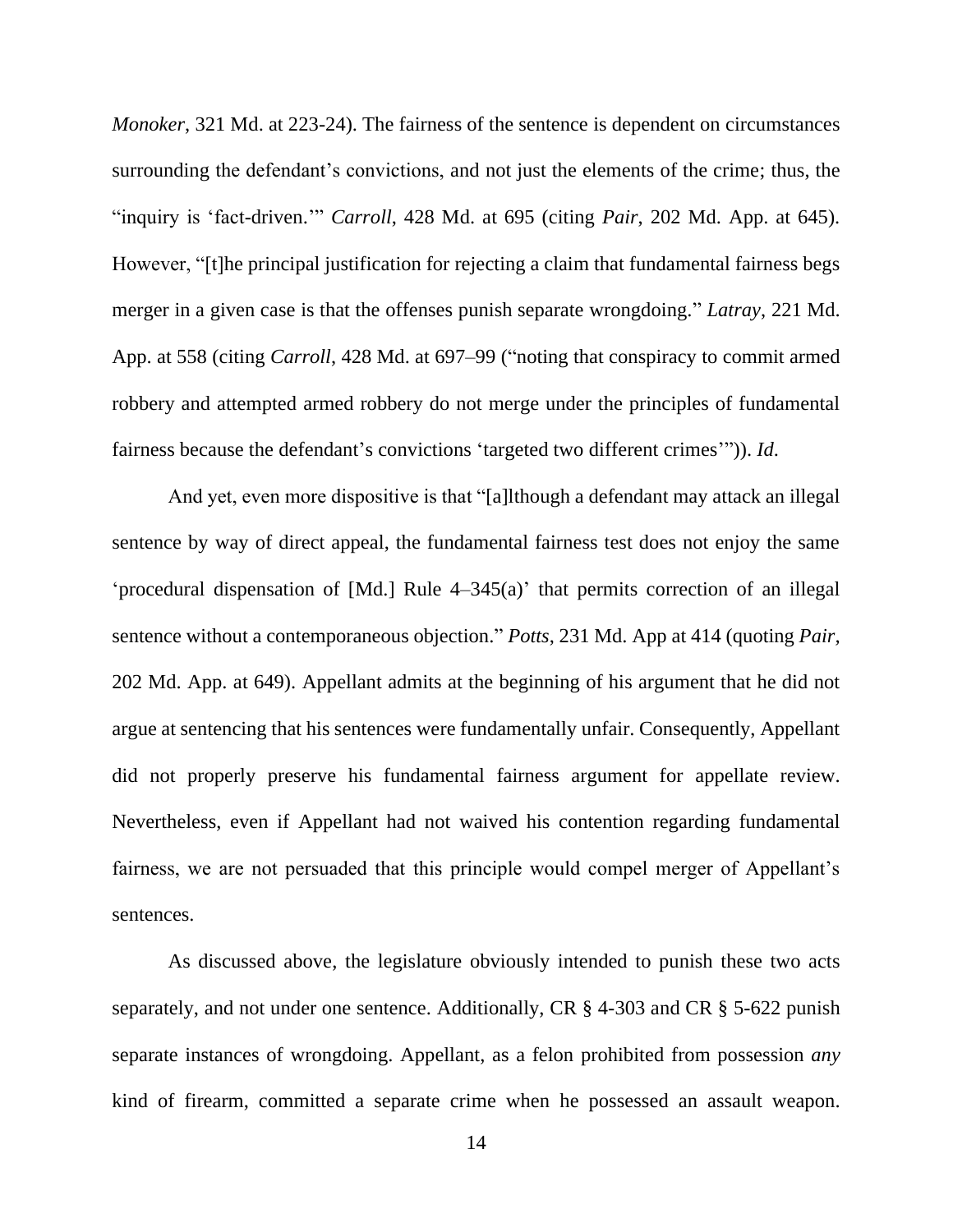*Monoker*, 321 Md. at 223-24). The fairness of the sentence is dependent on circumstances surrounding the defendant's convictions, and not just the elements of the crime; thus, the "inquiry is 'fact-driven.'" *Carroll*, 428 Md. at 695 (citing *Pair*, 202 Md. App. at 645). However, "[t]he principal justification for rejecting a claim that fundamental fairness begs merger in a given case is that the offenses punish separate wrongdoing." *Latray*, 221 Md. App. at 558 (citing *Carroll*, 428 Md. at 697–99 ("noting that conspiracy to commit armed robbery and attempted armed robbery do not merge under the principles of fundamental fairness because the defendant's convictions 'targeted two different crimes'")). *Id*.

And yet, even more dispositive is that "[a]lthough a defendant may attack an illegal sentence by way of direct appeal, the fundamental fairness test does not enjoy the same 'procedural dispensation of [Md.] Rule 4–345(a)' that permits correction of an illegal sentence without a contemporaneous objection." *Potts*, 231 Md. App at 414 (quoting *Pair*, 202 Md. App. at 649). Appellant admits at the beginning of his argument that he did not argue at sentencing that his sentences were fundamentally unfair. Consequently, Appellant did not properly preserve his fundamental fairness argument for appellate review. Nevertheless, even if Appellant had not waived his contention regarding fundamental fairness, we are not persuaded that this principle would compel merger of Appellant's sentences.

As discussed above, the legislature obviously intended to punish these two acts separately, and not under one sentence. Additionally, CR § 4-303 and CR § 5-622 punish separate instances of wrongdoing. Appellant, as a felon prohibited from possession *any* kind of firearm, committed a separate crime when he possessed an assault weapon.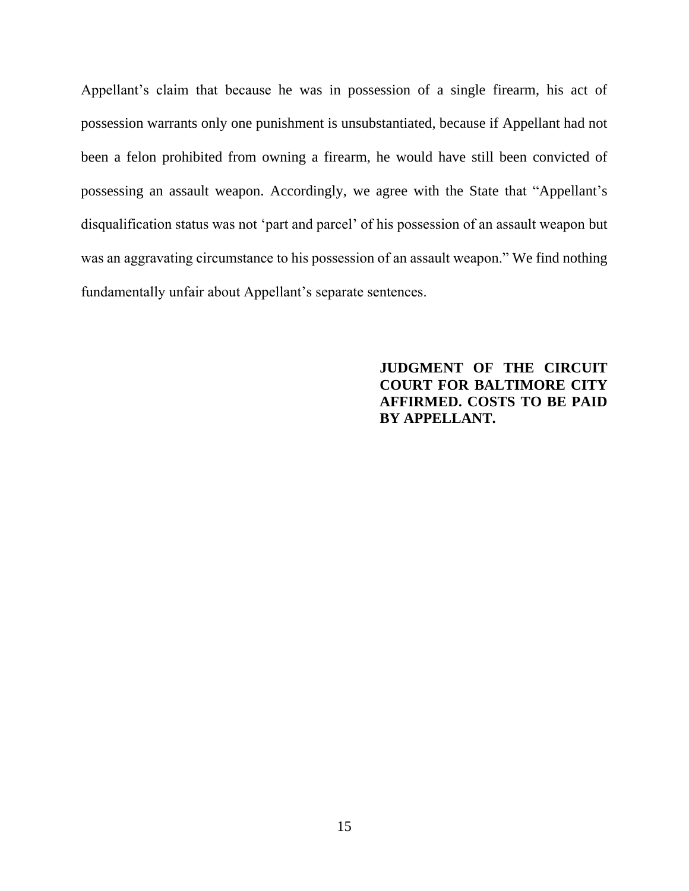Appellant's claim that because he was in possession of a single firearm, his act of possession warrants only one punishment is unsubstantiated, because if Appellant had not been a felon prohibited from owning a firearm, he would have still been convicted of possessing an assault weapon. Accordingly, we agree with the State that "Appellant's disqualification status was not 'part and parcel' of his possession of an assault weapon but was an aggravating circumstance to his possession of an assault weapon." We find nothing fundamentally unfair about Appellant's separate sentences.

**JUDGMENT OF THE CIRCUIT COURT FOR BALTIMORE CITY AFFIRMED. COSTS TO BE PAID BY APPELLANT.**